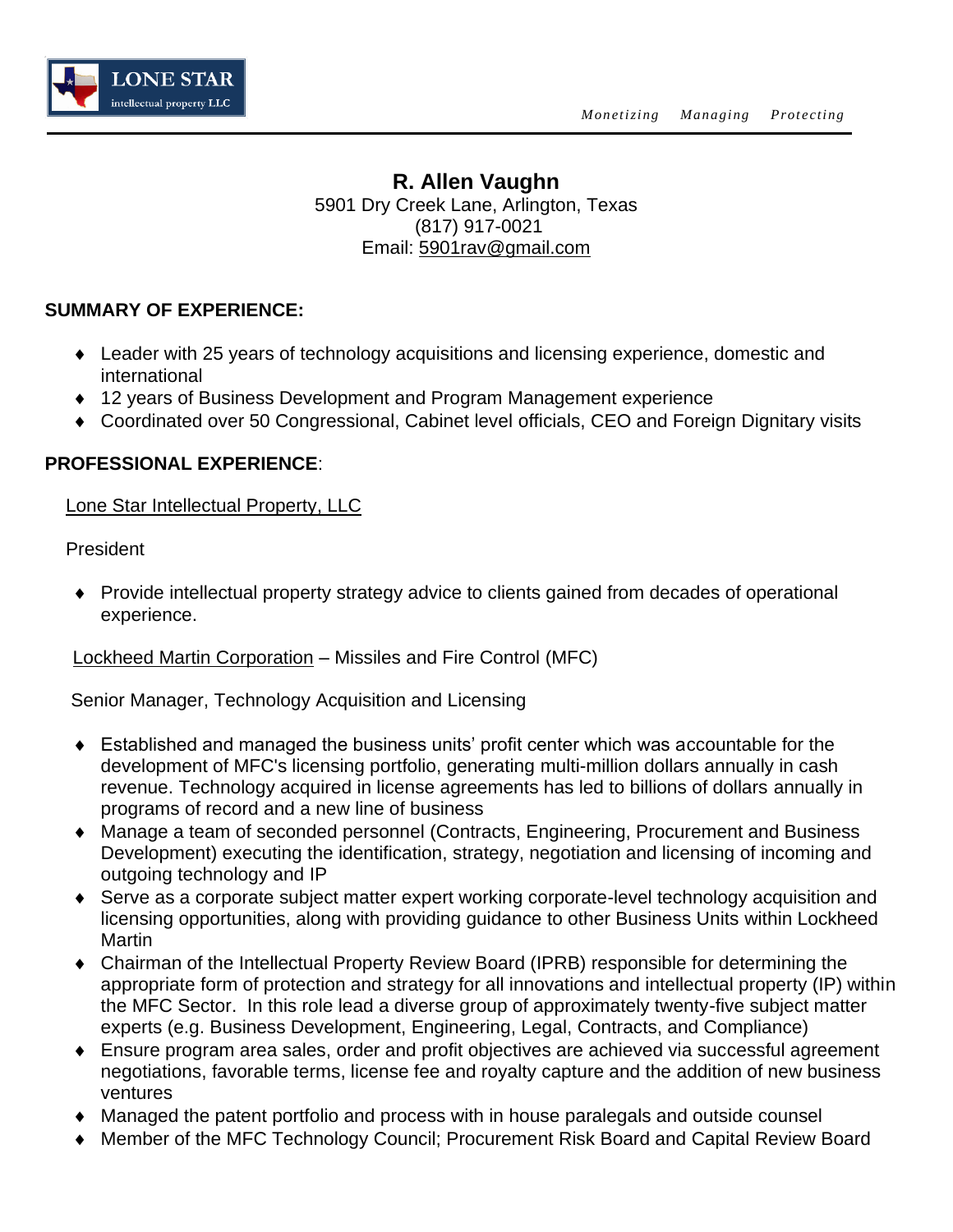LONE STAR intellectual property LLC

*Monetizing   Managing   Protecting*

# R. Allen Vaughn

5901 Dry Creek Lane, Arlington, Texas
(817) 917-0021
Email: 5901rav@gmail.com

## SUMMARY OF EXPERIENCE:

- Leader with 25 years of technology acquisitions and licensing experience, domestic and international
- 12 years of Business Development and Program Management experience
- Coordinated over 50 Congressional, Cabinet level officials, CEO and Foreign Dignitary visits

## PROFESSIONAL EXPERIENCE:

Lone Star Intellectual Property, LLC

President

- Provide intellectual property strategy advice to clients gained from decades of operational experience.

Lockheed Martin Corporation – Missiles and Fire Control (MFC)

Senior Manager, Technology Acquisition and Licensing

- Established and managed the business units' profit center which was accountable for the development of MFC's licensing portfolio, generating multi-million dollars annually in cash revenue. Technology acquired in license agreements has led to billions of dollars annually in programs of record and a new line of business
- Manage a team of seconded personnel (Contracts, Engineering, Procurement and Business Development) executing the identification, strategy, negotiation and licensing of incoming and outgoing technology and IP
- Serve as a corporate subject matter expert working corporate-level technology acquisition and licensing opportunities, along with providing guidance to other Business Units within Lockheed Martin
- Chairman of the Intellectual Property Review Board (IPRB) responsible for determining the appropriate form of protection and strategy for all innovations and intellectual property (IP) within the MFC Sector. In this role lead a diverse group of approximately twenty-five subject matter experts (e.g. Business Development, Engineering, Legal, Contracts, and Compliance)
- Ensure program area sales, order and profit objectives are achieved via successful agreement negotiations, favorable terms, license fee and royalty capture and the addition of new business ventures
- Managed the patent portfolio and process with in house paralegals and outside counsel
- Member of the MFC Technology Council; Procurement Risk Board and Capital Review Board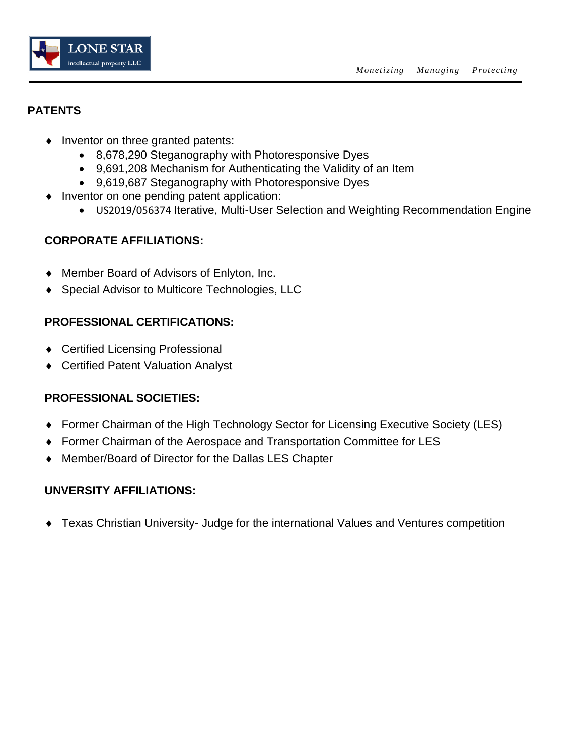## PATENTS

- Inventor on three granted patents:
  - 8,678,290 Steganography with Photoresponsive Dyes
  - 9,691,208 Mechanism for Authenticating the Validity of an Item
  - 9,619,687 Steganography with Photoresponsive Dyes
- Inventor on one pending patent application:
  - US2019/056374 Iterative, Multi-User Selection and Weighting Recommendation Engine

## CORPORATE AFFILIATIONS:

- Member Board of Advisors of Enlyton, Inc.
- Special Advisor to Multicore Technologies, LLC

## PROFESSIONAL CERTIFICATIONS:

- Certified Licensing Professional
- Certified Patent Valuation Analyst

## PROFESSIONAL SOCIETIES:

- Former Chairman of the High Technology Sector for Licensing Executive Society (LES)
- Former Chairman of the Aerospace and Transportation Committee for LES
- Member/Board of Director for the Dallas LES Chapter

## UNVERSITY AFFILIATIONS:

- Texas Christian University- Judge for the international Values and Ventures competition